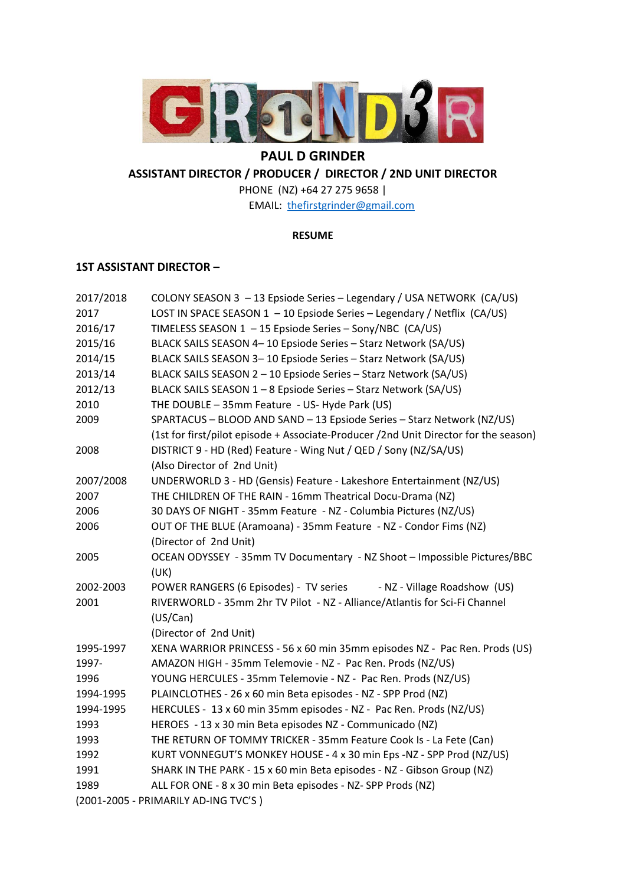# PAUL D GRINDER

## ASSISTANT DIRECTOR / PRODUCER / DIRECTOR / 2ND UNIT DIRECTOR

PHONE (NZ) +64 27 275 9658 |
EMAIL: thefirstgrinder@gmail.com

**RESUME**

### 1ST ASSISTANT DIRECTOR –

| | |
|---|---|
| 2017/2018 | COLONY SEASON 3 – 13 Epsiode Series – Legendary / USA NETWORK (CA/US) |
| 2017 | LOST IN SPACE SEASON 1 – 10 Epsiode Series – Legendary / Netflix (CA/US) |
| 2016/17 | TIMELESS SEASON 1 – 15 Epsiode Series – Sony/NBC (CA/US) |
| 2015/16 | BLACK SAILS SEASON 4– 10 Epsiode Series – Starz Network (SA/US) |
| 2014/15 | BLACK SAILS SEASON 3– 10 Epsiode Series – Starz Network (SA/US) |
| 2013/14 | BLACK SAILS SEASON 2 – 10 Epsiode Series – Starz Network (SA/US) |
| 2012/13 | BLACK SAILS SEASON 1 – 8 Epsiode Series – Starz Network (SA/US) |
| 2010 | THE DOUBLE – 35mm Feature - US- Hyde Park (US) |
| 2009 | SPARTACUS – BLOOD AND SAND – 13 Epsiode Series – Starz Network (NZ/US) (1st for first/pilot episode + Associate-Producer /2nd Unit Director for the season) |
| 2008 | DISTRICT 9 - HD (Red) Feature - Wing Nut / QED / Sony (NZ/SA/US) (Also Director of 2nd Unit) |
| 2007/2008 | UNDERWORLD 3 - HD (Gensis) Feature - Lakeshore Entertainment (NZ/US) |
| 2007 | THE CHILDREN OF THE RAIN - 16mm Theatrical Docu-Drama (NZ) |
| 2006 | 30 DAYS OF NIGHT - 35mm Feature - NZ - Columbia Pictures (NZ/US) |
| 2006 | OUT OF THE BLUE (Aramoana) - 35mm Feature - NZ - Condor Fims (NZ) (Director of 2nd Unit) |
| 2005 | OCEAN ODYSSEY - 35mm TV Documentary - NZ Shoot – Impossible Pictures/BBC (UK) |
| 2002-2003 | POWER RANGERS (6 Episodes) - TV series - NZ - Village Roadshow (US) |
| 2001 | RIVERWORLD - 35mm 2hr TV Pilot - NZ - Alliance/Atlantis for Sci-Fi Channel (US/Can) (Director of 2nd Unit) |
| 1995-1997 | XENA WARRIOR PRINCESS - 56 x 60 min 35mm episodes NZ - Pac Ren. Prods (US) |
| 1997- | AMAZON HIGH - 35mm Telemovie - NZ - Pac Ren. Prods (NZ/US) |
| 1996 | YOUNG HERCULES - 35mm Telemovie - NZ - Pac Ren. Prods (NZ/US) |
| 1994-1995 | PLAINCLOTHES - 26 x 60 min Beta episodes - NZ - SPP Prod (NZ) |
| 1994-1995 | HERCULES - 13 x 60 min 35mm episodes - NZ - Pac Ren. Prods (NZ/US) |
| 1993 | HEROES - 13 x 30 min Beta episodes NZ - Communicado (NZ) |
| 1993 | THE RETURN OF TOMMY TRICKER - 35mm Feature Cook Is - La Fete (Can) |
| 1992 | KURT VONNEGUT'S MONKEY HOUSE - 4 x 30 min Eps -NZ - SPP Prod (NZ/US) |
| 1991 | SHARK IN THE PARK - 15 x 60 min Beta episodes - NZ - Gibson Group (NZ) |
| 1989 | ALL FOR ONE - 8 x 30 min Beta episodes - NZ- SPP Prods (NZ) |

(2001-2005 - PRIMARILY AD-ING TVC'S )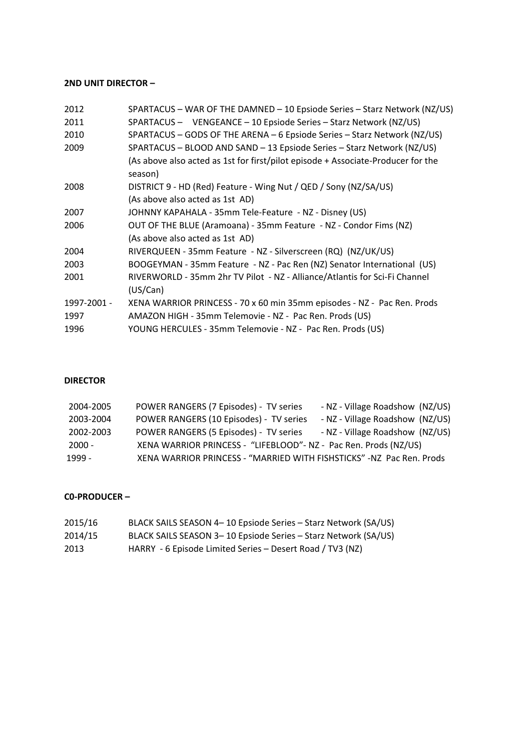**2ND UNIT DIRECTOR –**

| | |
|---|---|
| 2012 | SPARTACUS – WAR OF THE DAMNED – 10 Epsiode Series – Starz Network (NZ/US) |
| 2011 | SPARTACUS – VENGEANCE – 10 Epsiode Series – Starz Network (NZ/US) |
| 2010 | SPARTACUS – GODS OF THE ARENA – 6 Epsiode Series – Starz Network (NZ/US) |
| 2009 | SPARTACUS – BLOOD AND SAND – 13 Epsiode Series – Starz Network (NZ/US) (As above also acted as 1st for first/pilot episode + Associate-Producer for the season) |
| 2008 | DISTRICT 9 - HD (Red) Feature - Wing Nut / QED / Sony (NZ/SA/US) (As above also acted as 1st AD) |
| 2007 | JOHNNY KAPAHALA - 35mm Tele-Feature - NZ - Disney (US) |
| 2006 | OUT OF THE BLUE (Aramoana) - 35mm Feature - NZ - Condor Fims (NZ) (As above also acted as 1st AD) |
| 2004 | RIVERQUEEN - 35mm Feature - NZ - Silverscreen (RQ) (NZ/UK/US) |
| 2003 | BOOGEYMAN - 35mm Feature - NZ - Pac Ren (NZ) Senator International (US) |
| 2001 | RIVERWORLD - 35mm 2hr TV Pilot - NZ - Alliance/Atlantis for Sci-Fi Channel (US/Can) |
| 1997-2001 - | XENA WARRIOR PRINCESS - 70 x 60 min 35mm episodes - NZ - Pac Ren. Prods |
| 1997 | AMAZON HIGH - 35mm Telemovie - NZ - Pac Ren. Prods (US) |
| 1996 | YOUNG HERCULES - 35mm Telemovie - NZ - Pac Ren. Prods (US) |

**DIRECTOR**

| | | |
|---|---|---|
| 2004-2005 | POWER RANGERS (7 Episodes) - TV series | - NZ - Village Roadshow (NZ/US) |
| 2003-2004 | POWER RANGERS (10 Episodes) - TV series | - NZ - Village Roadshow (NZ/US) |
| 2002-2003 | POWER RANGERS (5 Episodes) - TV series | - NZ - Village Roadshow (NZ/US) |
| 2000 - | XENA WARRIOR PRINCESS - "LIFEBLOOD"- NZ - Pac Ren. Prods (NZ/US) | |
| 1999 - | XENA WARRIOR PRINCESS - "MARRIED WITH FISHSTICKS" -NZ Pac Ren. Prods | |

**C0-PRODUCER –**

| | |
|---|---|
| 2015/16 | BLACK SAILS SEASON 4– 10 Epsiode Series – Starz Network (SA/US) |
| 2014/15 | BLACK SAILS SEASON 3– 10 Epsiode Series – Starz Network (SA/US) |
| 2013 | HARRY - 6 Episode Limited Series – Desert Road / TV3 (NZ) |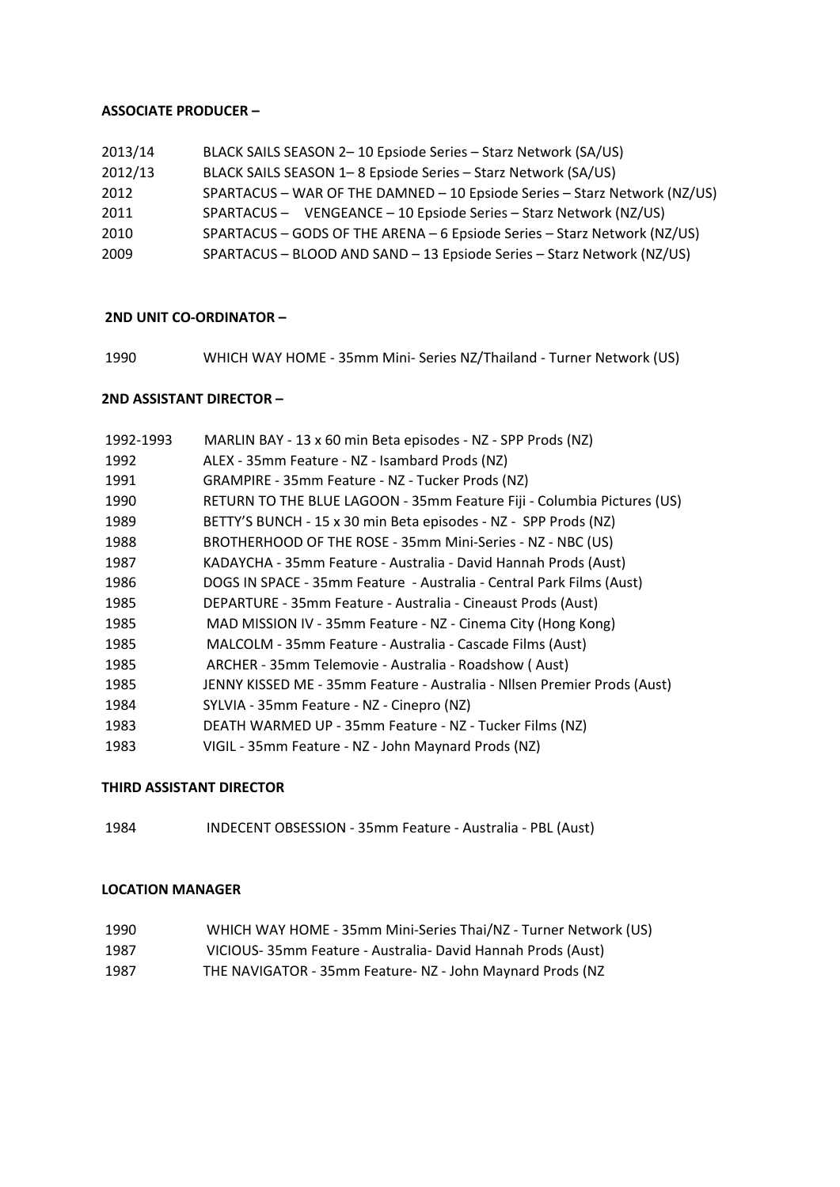**ASSOCIATE PRODUCER –**

| | |
|---|---|
| 2013/14 | BLACK SAILS SEASON 2– 10 Epsiode Series – Starz Network (SA/US) |
| 2012/13 | BLACK SAILS SEASON 1– 8 Epsiode Series – Starz Network (SA/US) |
| 2012 | SPARTACUS – WAR OF THE DAMNED – 10 Epsiode Series – Starz Network (NZ/US) |
| 2011 | SPARTACUS – VENGEANCE – 10 Epsiode Series – Starz Network (NZ/US) |
| 2010 | SPARTACUS – GODS OF THE ARENA – 6 Epsiode Series – Starz Network (NZ/US) |
| 2009 | SPARTACUS – BLOOD AND SAND – 13 Epsiode Series – Starz Network (NZ/US) |

**2ND UNIT CO-ORDINATOR –**

| | |
|---|---|
| 1990 | WHICH WAY HOME - 35mm Mini- Series NZ/Thailand - Turner Network (US) |

**2ND ASSISTANT DIRECTOR –**

| | |
|---|---|
| 1992-1993 | MARLIN BAY - 13 x 60 min Beta episodes - NZ - SPP Prods (NZ) |
| 1992 | ALEX - 35mm Feature - NZ - Isambard Prods (NZ) |
| 1991 | GRAMPIRE - 35mm Feature - NZ - Tucker Prods (NZ) |
| 1990 | RETURN TO THE BLUE LAGOON - 35mm Feature Fiji - Columbia Pictures (US) |
| 1989 | BETTY'S BUNCH - 15 x 30 min Beta episodes - NZ - SPP Prods (NZ) |
| 1988 | BROTHERHOOD OF THE ROSE - 35mm Mini-Series - NZ - NBC (US) |
| 1987 | KADAYCHA - 35mm Feature - Australia - David Hannah Prods (Aust) |
| 1986 | DOGS IN SPACE - 35mm Feature - Australia - Central Park Films (Aust) |
| 1985 | DEPARTURE - 35mm Feature - Australia - Cineaust Prods (Aust) |
| 1985 | MAD MISSION IV - 35mm Feature - NZ - Cinema City (Hong Kong) |
| 1985 | MALCOLM - 35mm Feature - Australia - Cascade Films (Aust) |
| 1985 | ARCHER - 35mm Telemovie - Australia - Roadshow ( Aust) |
| 1985 | JENNY KISSED ME - 35mm Feature - Australia - Nllsen Premier Prods (Aust) |
| 1984 | SYLVIA - 35mm Feature - NZ - Cinepro (NZ) |
| 1983 | DEATH WARMED UP - 35mm Feature - NZ - Tucker Films (NZ) |
| 1983 | VIGIL - 35mm Feature - NZ - John Maynard Prods (NZ) |

**THIRD ASSISTANT DIRECTOR**

| | |
|---|---|
| 1984 | INDECENT OBSESSION - 35mm Feature - Australia - PBL (Aust) |

**LOCATION MANAGER**

| | |
|---|---|
| 1990 | WHICH WAY HOME - 35mm Mini-Series Thai/NZ - Turner Network (US) |
| 1987 | VICIOUS- 35mm Feature - Australia- David Hannah Prods (Aust) |
| 1987 | THE NAVIGATOR - 35mm Feature- NZ - John Maynard Prods (NZ |